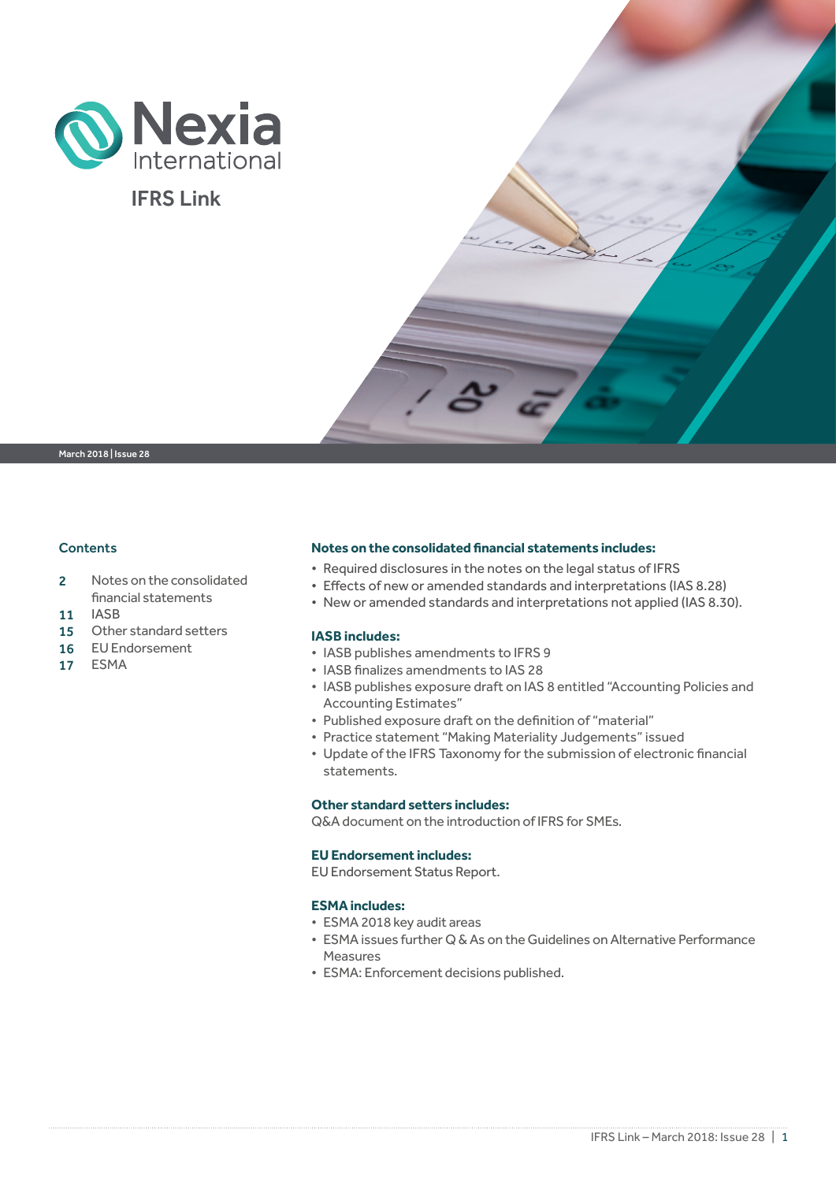# Nexia International

## IFRS Link

March 2018 | Issue 28

### Contents

| | |
|---|---|
| 2 | Notes on the consolidated financial statements |
| 11 | IASB |
| 15 | Other standard setters |
| 16 | EU Endorsement |
| 17 | ESMA |

### Notes on the consolidated financial statements includes:

- Required disclosures in the notes on the legal status of IFRS
- Effects of new or amended standards and interpretations (IAS 8.28)
- New or amended standards and interpretations not applied (IAS 8.30).

### IASB includes:

- IASB publishes amendments to IFRS 9
- IASB finalizes amendments to IAS 28
- IASB publishes exposure draft on IAS 8 entitled "Accounting Policies and Accounting Estimates"
- Published exposure draft on the definition of "material"
- Practice statement "Making Materiality Judgements" issued
- Update of the IFRS Taxonomy for the submission of electronic financial statements.

### Other standard setters includes:

Q&A document on the introduction of IFRS for SMEs.

### EU Endorsement includes:

EU Endorsement Status Report.

### ESMA includes:

- ESMA 2018 key audit areas
- ESMA issues further Q & As on the Guidelines on Alternative Performance Measures
- ESMA: Enforcement decisions published.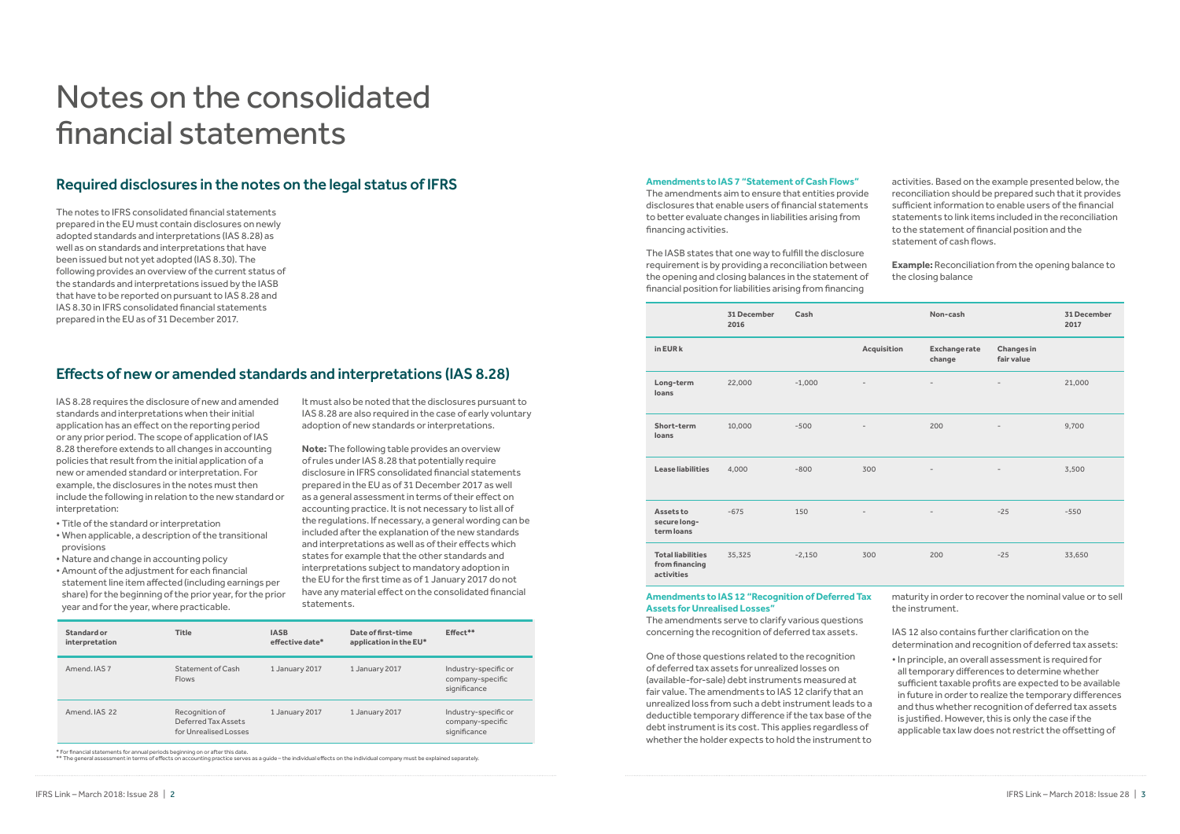# Notes on the consolidated financial statements

## Required disclosures in the notes on the legal status of IFRS

The notes to IFRS consolidated financial statements prepared in the EU must contain disclosures on newly adopted standards and interpretations (IAS 8.28) as well as on standards and interpretations that have been issued but not yet adopted (IAS 8.30). The following provides an overview of the current status of the standards and interpretations issued by the IASB that have to be reported on pursuant to IAS 8.28 and IAS 8.30 in IFRS consolidated financial statements prepared in the EU as of 31 December 2017.

## Effects of new or amended standards and interpretations (IAS 8.28)

IAS 8.28 requires the disclosure of new and amended standards and interpretations when their initial application has an effect on the reporting period or any prior period. The scope of application of IAS 8.28 therefore extends to all changes in accounting policies that result from the initial application of a new or amended standard or interpretation. For example, the disclosures in the notes must then include the following in relation to the new standard or interpretation:

- Title of the standard or interpretation
- When applicable, a description of the transitional provisions
- Nature and change in accounting policy
- Amount of the adjustment for each financial statement line item affected (including earnings per share) for the beginning of the prior year, for the prior year and for the year, where practicable.

It must also be noted that the disclosures pursuant to IAS 8.28 are also required in the case of early voluntary adoption of new standards or interpretations.

**Note:** The following table provides an overview of rules under IAS 8.28 that potentially require disclosure in IFRS consolidated financial statements prepared in the EU as of 31 December 2017 as well as a general assessment in terms of their effect on accounting practice. It is not necessary to list all of the regulations. If necessary, a general wording can be included after the explanation of the new standards and interpretations as well as of their effects which states for example that the other standards and interpretations subject to mandatory adoption in the EU for the first time as of 1 January 2017 do not have any material effect on the consolidated financial statements.

| Standard or interpretation | Title | IASB effective date* | Date of first-time application in the EU* | Effect** |
|---|---|---|---|---|
| Amend. IAS 7 | Statement of Cash Flows | 1 January 2017 | 1 January 2017 | Industry-specific or company-specific significance |
| Amend. IAS 22 | Recognition of Deferred Tax Assets for Unrealised Losses | 1 January 2017 | 1 January 2017 | Industry-specific or company-specific significance |

\* For financial statements for annual periods beginning on or after this date.
\*\* The general assessment in terms of effects on accounting practice serves as a guide – the individual effects on the individual company must be explained separately.

**Amendments to IAS 7 "Statement of Cash Flows"**

The amendments aim to ensure that entities provide disclosures that enable users of financial statements to better evaluate changes in liabilities arising from financing activities.

The IASB states that one way to fulfill the disclosure requirement is by providing a reconciliation between the opening and closing balances in the statement of financial position for liabilities arising from financing activities. Based on the example presented below, the reconciliation should be prepared such that it provides sufficient information to enable users of the financial statements to link items included in the reconciliation to the statement of financial position and the statement of cash flows.

**Example:** Reconciliation from the opening balance to the closing balance

| | 31 December 2016 | Cash | Non-cash | | | 31 December 2017 |
|---|---|---|---|---|---|---|
| in EUR k | | | Acquisition | Exchange rate change | Changes in fair value | |
| Long-term loans | 22,000 | -1,000 | - | - | - | 21,000 |
| Short-term loans | 10,000 | -500 | - | 200 | - | 9,700 |
| Lease liabilities | 4,000 | -800 | 300 | - | - | 3,500 |
| Assets to secure long-term loans | -675 | 150 | - | - | -25 | -550 |
| Total liabilities from financing activities | 35,325 | -2,150 | 300 | 200 | -25 | 33,650 |

**Amendments to IAS 12 "Recognition of Deferred Tax Assets for Unrealised Losses"**

The amendments serve to clarify various questions concerning the recognition of deferred tax assets.

One of those questions related to the recognition of deferred tax assets for unrealized losses on (available-for-sale) debt instruments measured at fair value. The amendments to IAS 12 clarify that an unrealized loss from such a debt instrument leads to a deductible temporary difference if the tax base of the debt instrument is its cost. This applies regardless of whether the holder expects to hold the instrument to maturity in order to recover the nominal value or to sell the instrument.

IAS 12 also contains further clarification on the determination and recognition of deferred tax assets:

- In principle, an overall assessment is required for all temporary differences to determine whether sufficient taxable profits are expected to be available in future in order to realize the temporary differences and thus whether recognition of deferred tax assets is justified. However, this is only the case if the applicable tax law does not restrict the offsetting of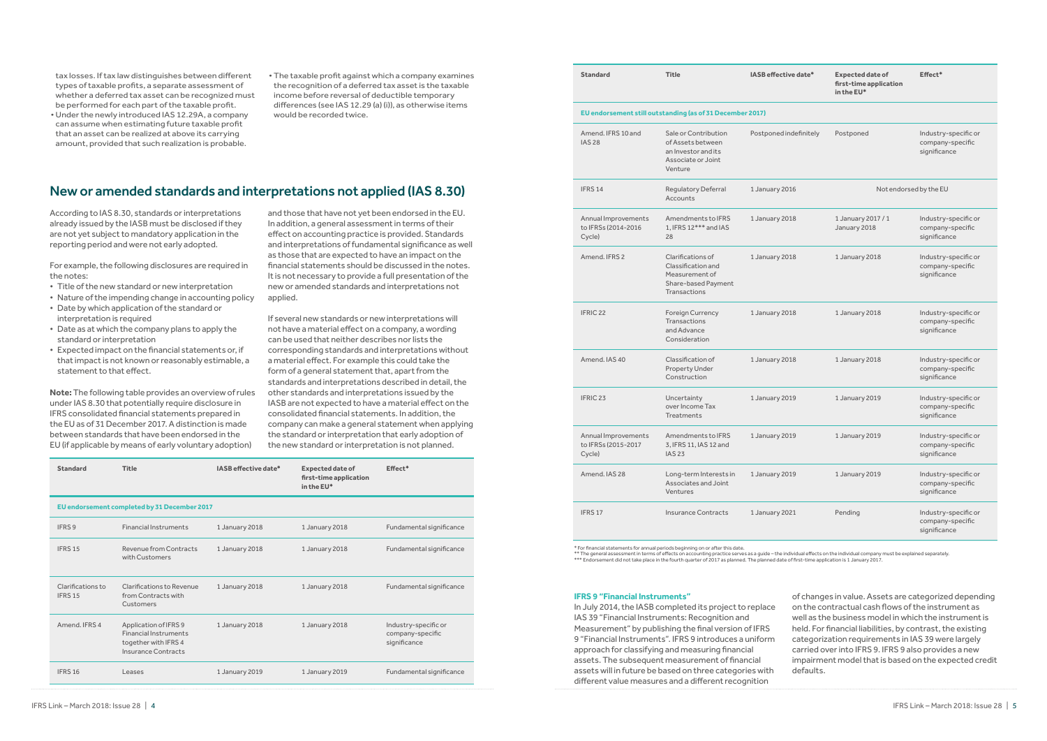tax losses. If tax law distinguishes between different types of taxable profits, a separate assessment of whether a deferred tax asset can be recognized must be performed for each part of the taxable profit.

- Under the newly introduced IAS 12.29A, a company can assume when estimating future taxable profit that an asset can be realized at above its carrying amount, provided that such realization is probable.
- The taxable profit against which a company examines the recognition of a deferred tax asset is the taxable income before reversal of deductible temporary differences (see IAS 12.29 (a) (i)), as otherwise items would be recorded twice.

## New or amended standards and interpretations not applied (IAS 8.30)

According to IAS 8.30, standards or interpretations already issued by the IASB must be disclosed if they are not yet subject to mandatory application in the reporting period and were not early adopted.

For example, the following disclosures are required in the notes:

- Title of the new standard or new interpretation
- Nature of the impending change in accounting policy
- Date by which application of the standard or interpretation is required
- Date as at which the company plans to apply the standard or interpretation
- Expected impact on the financial statements or, if that impact is not known or reasonably estimable, a statement to that effect.

**Note:** The following table provides an overview of rules under IAS 8.30 that potentially require disclosure in IFRS consolidated financial statements prepared in the EU as of 31 December 2017. A distinction is made between standards that have been endorsed in the EU (if applicable by means of early voluntary adoption) and those that have not yet been endorsed in the EU. In addition, a general assessment in terms of their effect on accounting practice is provided. Standards and interpretations of fundamental significance as well as those that are expected to have an impact on the financial statements should be discussed in the notes. It is not necessary to provide a full presentation of the new or amended standards and interpretations not applied.

If several new standards or new interpretations will not have a material effect on a company, a wording can be used that neither describes nor lists the corresponding standards and interpretations without a material effect. For example this could take the form of a general statement that, apart from the standards and interpretations described in detail, the other standards and interpretations issued by the IASB are not expected to have a material effect on the consolidated financial statements. In addition, the company can make a general statement when applying the standard or interpretation that early adoption of the new standard or interpretation is not planned.

| Standard | Title | IASB effective date* | Expected date of first-time application in the EU* | Effect** |
|---|---|---|---|---|
| **EU endorsement completed by 31 December 2017** | | | | |
| IFRS 9 | Financial Instruments | 1 January 2018 | 1 January 2018 | Fundamental significance |
| IFRS 15 | Revenue from Contracts with Customers | 1 January 2018 | 1 January 2018 | Fundamental significance |
| Clarifications to IFRS 15 | Clarifications to Revenue from Contracts with Customers | 1 January 2018 | 1 January 2018 | Fundamental significance |
| Amend. IFRS 4 | Application of IFRS 9 Financial Instruments together with IFRS 4 Insurance Contracts | 1 January 2018 | 1 January 2018 | Industry-specific or company-specific significance |
| IFRS 16 | Leases | 1 January 2019 | 1 January 2019 | Fundamental significance |
| **EU endorsement still outstanding (as of 31 December 2017)** | | | | |
| Amend. IFRS 10 and IAS 28 | Sale or Contribution of Assets between an Investor and its Associate or Joint Venture | Postponed indefinitely | Postponed | Industry-specific or company-specific significance |
| IFRS 14 | Regulatory Deferral Accounts | 1 January 2016 | Not endorsed by the EU | |
| Annual Improvements to IFRSs (2014-2016 Cycle) | Amendments to IFRS 1, IFRS 12*** and IAS 28 | 1 January 2018 | 1 January 2017 / 1 January 2018 | Industry-specific or company-specific significance |
| Amend. IFRS 2 | Clarifications of Classification and Measurement of Share-based Payment Transactions | 1 January 2018 | 1 January 2018 | Industry-specific or company-specific significance |
| IFRIC 22 | Foreign Currency Transactions and Advance Consideration | 1 January 2018 | 1 January 2018 | Industry-specific or company-specific significance |
| Amend. IAS 40 | Classification of Property Under Construction | 1 January 2018 | 1 January 2018 | Industry-specific or company-specific significance |
| IFRIC 23 | Uncertainty over Income Tax Treatments | 1 January 2019 | 1 January 2019 | Industry-specific or company-specific significance |
| Annual Improvements to IFRSs (2015-2017 Cycle) | Amendments to IFRS 3, IFRS 11, IAS 12 and IAS 23 | 1 January 2019 | 1 January 2019 | Industry-specific or company-specific significance |
| Amend. IAS 28 | Long-term Interests in Associates and Joint Ventures | 1 January 2019 | 1 January 2019 | Industry-specific or company-specific significance |
| IFRS 17 | Insurance Contracts | 1 January 2021 | Pending | Industry-specific or company-specific significance |

\* For financial statements for annual periods beginning on or after this date.
\** The general assessment in terms of effects on accounting practice serves as a guide – the individual effects on the individual company must be explained separately.
\*** Endorsement did not take place in the fourth quarter of 2017 as planned. The planned date of first-time application is 1 January 2017.

### IFRS 9 "Financial Instruments"

In July 2014, the IASB completed its project to replace IAS 39 "Financial Instruments: Recognition and Measurement" by publishing the final version of IFRS 9 "Financial Instruments". IFRS 9 introduces a uniform approach for classifying and measuring financial assets. The subsequent measurement of financial assets will in future be based on three categories with different value measures and a different recognition of changes in value. Assets are categorized depending on the contractual cash flows of the instrument as well as the business model in which the instrument is held. For financial liabilities, by contrast, the existing categorization requirements in IAS 39 were largely carried over into IFRS 9. IFRS 9 also provides a new impairment model that is based on the expected credit defaults.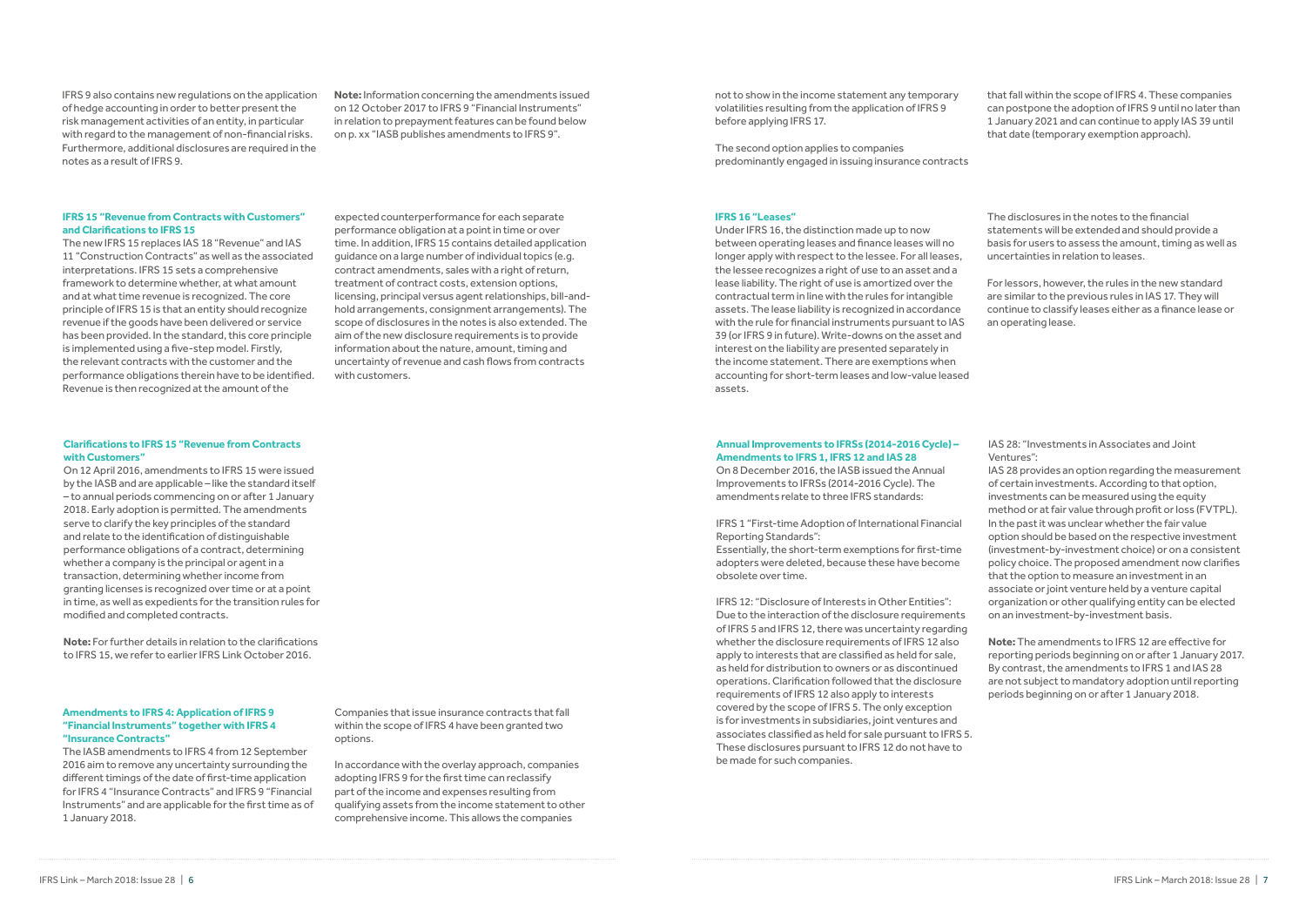IFRS 9 also contains new regulations on the application of hedge accounting in order to better present the risk management activities of an entity, in particular with regard to the management of non-financial risks. Furthermore, additional disclosures are required in the notes as a result of IFRS 9.

**Note:** Information concerning the amendments issued on 12 October 2017 to IFRS 9 "Financial Instruments" in relation to prepayment features can be found below on p. xx "IASB publishes amendments to IFRS 9".

### IFRS 15 "Revenue from Contracts with Customers" and Clarifications to IFRS 15

The new IFRS 15 replaces IAS 18 "Revenue" and IAS 11 "Construction Contracts" as well as the associated interpretations. IFRS 15 sets a comprehensive framework to determine whether, at what amount and at what time revenue is recognized. The core principle of IFRS 15 is that an entity should recognize revenue if the goods have been delivered or service has been provided. In the standard, this core principle is implemented using a five-step model. Firstly, the relevant contracts with the customer and the performance obligations therein have to be identified. Revenue is then recognized at the amount of the expected counterperformance for each separate performance obligation at a point in time or over time. In addition, IFRS 15 contains detailed application guidance on a large number of individual topics (e.g. contract amendments, sales with a right of return, treatment of contract costs, extension options, licensing, principal versus agent relationships, bill-and-hold arrangements, consignment arrangements). The scope of disclosures in the notes is also extended. The aim of the new disclosure requirements is to provide information about the nature, amount, timing and uncertainty of revenue and cash flows from contracts with customers.

### Clarifications to IFRS 15 "Revenue from Contracts with Customers"

On 12 April 2016, amendments to IFRS 15 were issued by the IASB and are applicable – like the standard itself – to annual periods commencing on or after 1 January 2018. Early adoption is permitted. The amendments serve to clarify the key principles of the standard and relate to the identification of distinguishable performance obligations of a contract, determining whether a company is the principal or agent in a transaction, determining whether income from granting licenses is recognized over time or at a point in time, as well as expedients for the transition rules for modified and completed contracts.

**Note:** For further details in relation to the clarifications to IFRS 15, we refer to earlier IFRS Link October 2016.

### Amendments to IFRS 4: Application of IFRS 9 "Financial Instruments" together with IFRS 4 "Insurance Contracts"

The IASB amendments to IFRS 4 from 12 September 2016 aim to remove any uncertainty surrounding the different timings of the date of first-time application for IFRS 4 "Insurance Contracts" and IFRS 9 "Financial Instruments" and are applicable for the first time as of 1 January 2018.

Companies that issue insurance contracts that fall within the scope of IFRS 4 have been granted two options.

In accordance with the overlay approach, companies adopting IFRS 9 for the first time can reclassify part of the income and expenses resulting from qualifying assets from the income statement to other comprehensive income. This allows the companies not to show in the income statement any temporary volatilities resulting from the application of IFRS 9 before applying IFRS 17.

The second option applies to companies predominantly engaged in issuing insurance contracts that fall within the scope of IFRS 4. These companies can postpone the adoption of IFRS 9 until no later than 1 January 2021 and can continue to apply IAS 39 until that date (temporary exemption approach).

### IFRS 16 "Leases"

Under IFRS 16, the distinction made up to now between operating leases and finance leases will no longer apply with respect to the lessee. For all leases, the lessee recognizes a right of use to an asset and a lease liability. The right of use is amortized over the contractual term in line with the rules for intangible assets. The lease liability is recognized in accordance with the rule for financial instruments pursuant to IAS 39 (or IFRS 9 in future). Write-downs on the asset and interest on the liability are presented separately in the income statement. There are exemptions when accounting for short-term leases and low-value leased assets.

The disclosures in the notes to the financial statements will be extended and should provide a basis for users to assess the amount, timing as well as uncertainties in relation to leases.

For lessors, however, the rules in the new standard are similar to the previous rules in IAS 17. They will continue to classify leases either as a finance lease or an operating lease.

### Annual Improvements to IFRSs (2014-2016 Cycle) – Amendments to IFRS 1, IFRS 12 and IAS 28

On 8 December 2016, the IASB issued the Annual Improvements to IFRSs (2014-2016 Cycle). The amendments relate to three IFRS standards:

IFRS 1 "First-time Adoption of International Financial Reporting Standards":
Essentially, the short-term exemptions for first-time adopters were deleted, because these have become obsolete over time.

IFRS 12: "Disclosure of Interests in Other Entities":
Due to the interaction of the disclosure requirements of IFRS 5 and IFRS 12, there was uncertainty regarding whether the disclosure requirements of IFRS 12 also apply to interests that are classified as held for sale, as held for distribution to owners or as discontinued operations. Clarification followed that the disclosure requirements of IFRS 12 also apply to interests covered by the scope of IFRS 5. The only exception is for investments in subsidiaries, joint ventures and associates classified as held for sale pursuant to IFRS 5. These disclosures pursuant to IFRS 12 do not have to be made for such companies.

IAS 28: "Investments in Associates and Joint Ventures":
IAS 28 provides an option regarding the measurement of certain investments. According to that option, investments can be measured using the equity method or at fair value through profit or loss (FVTPL). In the past it was unclear whether the fair value option should be based on the respective investment (investment-by-investment choice) or on a consistent policy choice. The proposed amendment now clarifies that the option to measure an investment in an associate or joint venture held by a venture capital organization or other qualifying entity can be elected on an investment-by-investment basis.

**Note:** The amendments to IFRS 12 are effective for reporting periods beginning on or after 1 January 2017. By contrast, the amendments to IFRS 1 and IAS 28 are not subject to mandatory adoption until reporting periods beginning on or after 1 January 2018.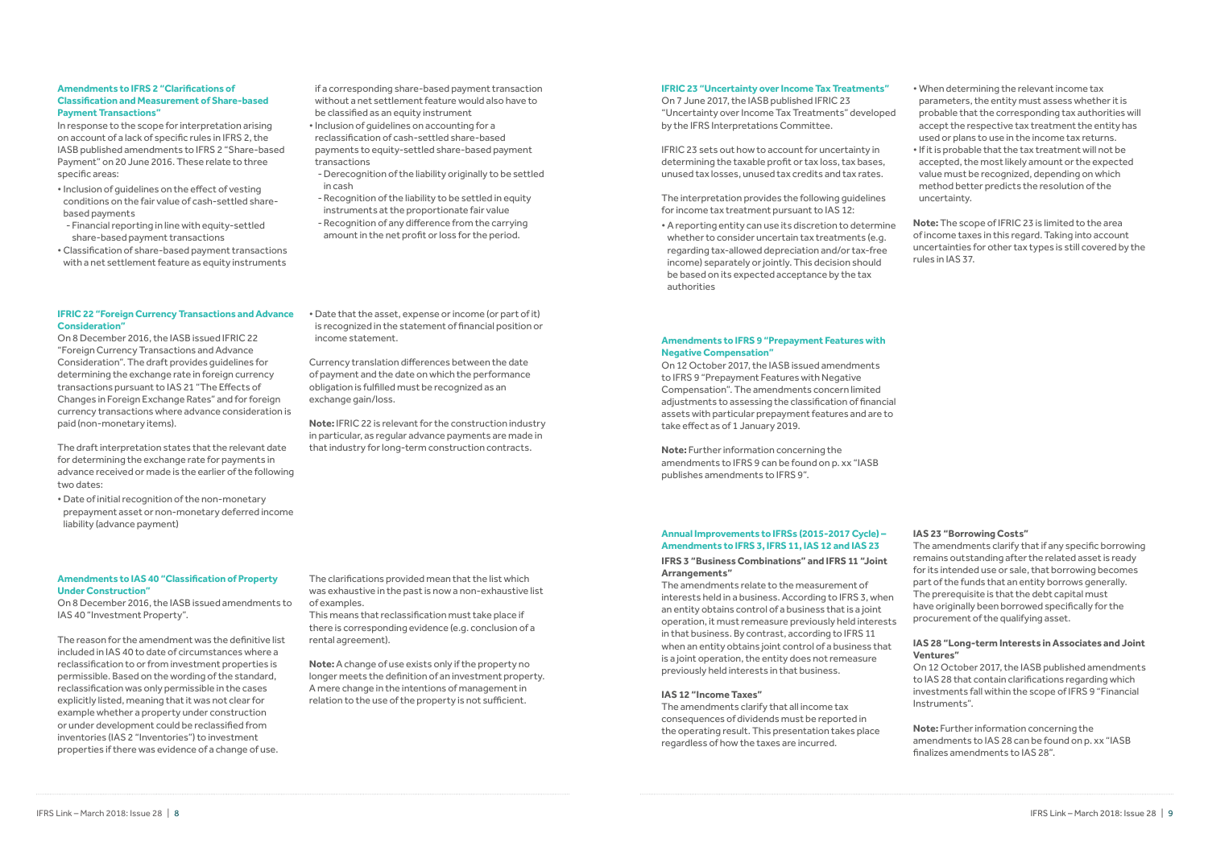### Amendments to IFRS 2 "Clarifications of Classification and Measurement of Share-based Payment Transactions"

In response to the scope for interpretation arising on account of a lack of specific rules in IFRS 2, the IASB published amendments to IFRS 2 "Share-based Payment" on 20 June 2016. These relate to three specific areas:

- Inclusion of guidelines on the effect of vesting conditions on the fair value of cash-settled share-based payments
  - Financial reporting in line with equity-settled share-based payment transactions
- Classification of share-based payment transactions with a net settlement feature as equity instruments if a corresponding share-based payment transaction without a net settlement feature would also have to be classified as an equity instrument
- Inclusion of guidelines on accounting for a reclassification of cash-settled share-based payments to equity-settled share-based payment transactions
  - Derecognition of the liability originally to be settled in cash
  - Recognition of the liability to be settled in equity instruments at the proportionate fair value
  - Recognition of any difference from the carrying amount in the net profit or loss for the period.

### IFRIC 22 "Foreign Currency Transactions and Advance Consideration"

On 8 December 2016, the IASB issued IFRIC 22 "Foreign Currency Transactions and Advance Consideration". The draft provides guidelines for determining the exchange rate in foreign currency transactions pursuant to IAS 21 "The Effects of Changes in Foreign Exchange Rates" and for foreign currency transactions where advance consideration is paid (non-monetary items).

The draft interpretation states that the relevant date for determining the exchange rate for payments in advance received or made is the earlier of the following two dates:

- Date of initial recognition of the non-monetary prepayment asset or non-monetary deferred income liability (advance payment)
- Date that the asset, expense or income (or part of it) is recognized in the statement of financial position or income statement.

Currency translation differences between the date of payment and the date on which the performance obligation is fulfilled must be recognized as an exchange gain/loss.

**Note:** IFRIC 22 is relevant for the construction industry in particular, as regular advance payments are made in that industry for long-term construction contracts.

### Amendments to IAS 40 "Classification of Property Under Construction"

On 8 December 2016, the IASB issued amendments to IAS 40 "Investment Property".

The reason for the amendment was the definitive list included in IAS 40 to date of circumstances where a reclassification to or from investment properties is permissible. Based on the wording of the standard, reclassification was only permissible in the cases explicitly listed, meaning that it was not clear for example whether a property under construction or under development could be reclassified from inventories (IAS 2 "Inventories") to investment properties if there was evidence of a change of use.

The clarifications provided mean that the list which was exhaustive in the past is now a non-exhaustive list of examples.
This means that reclassification must take place if there is corresponding evidence (e.g. conclusion of a rental agreement).

**Note:** A change of use exists only if the property no longer meets the definition of an investment property. A mere change in the intentions of management in relation to the use of the property is not sufficient.

### IFRIC 23 "Uncertainty over Income Tax Treatments"

On 7 June 2017, the IASB published IFRIC 23 "Uncertainty over Income Tax Treatments" developed by the IFRS Interpretations Committee.

IFRIC 23 sets out how to account for uncertainty in determining the taxable profit or tax loss, tax bases, unused tax losses, unused tax credits and tax rates.

The interpretation provides the following guidelines for income tax treatment pursuant to IAS 12:

- A reporting entity can use its discretion to determine whether to consider uncertain tax treatments (e.g. regarding tax-allowed depreciation and/or tax-free income) separately or jointly. This decision should be based on its expected acceptance by the tax authorities
- When determining the relevant income tax parameters, the entity must assess whether it is probable that the corresponding tax authorities will accept the respective tax treatment the entity has used or plans to use in the income tax returns.
- If it is probable that the tax treatment will not be accepted, the most likely amount or the expected value must be recognized, depending on which method better predicts the resolution of the uncertainty.

**Note:** The scope of IFRIC 23 is limited to the area of income taxes in this regard. Taking into account uncertainties for other tax types is still covered by the rules in IAS 37.

### Amendments to IFRS 9 "Prepayment Features with Negative Compensation"

On 12 October 2017, the IASB issued amendments to IFRS 9 "Prepayment Features with Negative Compensation". The amendments concern limited adjustments to assessing the classification of financial assets with particular prepayment features and are to take effect as of 1 January 2019.

**Note:** Further information concerning the amendments to IFRS 9 can be found on p. xx "IASB publishes amendments to IFRS 9".

### Annual Improvements to IFRSs (2015-2017 Cycle) – Amendments to IFRS 3, IFRS 11, IAS 12 and IAS 23

#### IFRS 3 "Business Combinations" and IFRS 11 "Joint Arrangements"

The amendments relate to the measurement of interests held in a business. According to IFRS 3, when an entity obtains control of a business that is a joint operation, it must remeasure previously held interests in that business. By contrast, according to IFRS 11 when an entity obtains joint control of a business that is a joint operation, the entity does not remeasure previously held interests in that business.

#### IAS 12 "Income Taxes"

The amendments clarify that all income tax consequences of dividends must be reported in the operating result. This presentation takes place regardless of how the taxes are incurred.

#### IAS 23 "Borrowing Costs"

The amendments clarify that if any specific borrowing remains outstanding after the related asset is ready for its intended use or sale, that borrowing becomes part of the funds that an entity borrows generally. The prerequisite is that the debt capital must have originally been borrowed specifically for the procurement of the qualifying asset.

#### IAS 28 "Long-term Interests in Associates and Joint Ventures"

On 12 October 2017, the IASB published amendments to IAS 28 that contain clarifications regarding which investments fall within the scope of IFRS 9 "Financial Instruments".

**Note:** Further information concerning the amendments to IAS 28 can be found on p. xx "IASB finalizes amendments to IAS 28".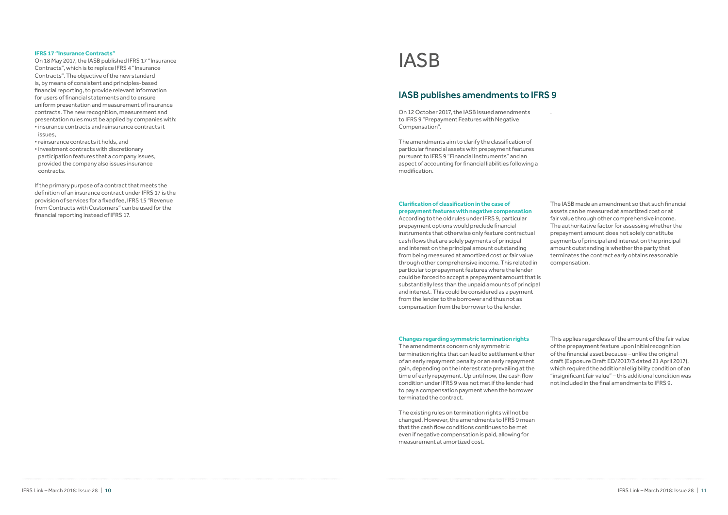### IFRS 17 "Insurance Contracts"

On 18 May 2017, the IASB published IFRS 17 "Insurance Contracts", which is to replace IFRS 4 "Insurance Contracts". The objective of the new standard is, by means of consistent and principles-based financial reporting, to provide relevant information for users of financial statements and to ensure uniform presentation and measurement of insurance contracts. The new recognition, measurement and presentation rules must be applied by companies with:

- insurance contracts and reinsurance contracts it issues,
- reinsurance contracts it holds, and
- investment contracts with discretionary participation features that a company issues, provided the company also issues insurance contracts.

If the primary purpose of a contract that meets the definition of an insurance contract under IFRS 17 is the provision of services for a fixed fee, IFRS 15 "Revenue from Contracts with Customers" can be used for the financial reporting instead of IFRS 17.

# IASB

## IASB publishes amendments to IFRS 9

On 12 October 2017, the IASB issued amendments to IFRS 9 "Prepayment Features with Negative Compensation".

The amendments aim to clarify the classification of particular financial assets with prepayment features pursuant to IFRS 9 "Financial Instruments" and an aspect of accounting for financial liabilities following a modification.

### Clarification of classification in the case of prepayment features with negative compensation

According to the old rules under IFRS 9, particular prepayment options would preclude financial instruments that otherwise only feature contractual cash flows that are solely payments of principal and interest on the principal amount outstanding from being measured at amortized cost or fair value through other comprehensive income. This related in particular to prepayment features where the lender could be forced to accept a prepayment amount that is substantially less than the unpaid amounts of principal and interest. This could be considered as a payment from the lender to the borrower and thus not as compensation from the borrower to the lender.

The IASB made an amendment so that such financial assets can be measured at amortized cost or at fair value through other comprehensive income. The authoritative factor for assessing whether the prepayment amount does not solely constitute payments of principal and interest on the principal amount outstanding is whether the party that terminates the contract early obtains reasonable compensation.

### Changes regarding symmetric termination rights

The amendments concern only symmetric termination rights that can lead to settlement either of an early repayment penalty or an early repayment gain, depending on the interest rate prevailing at the time of early repayment. Up until now, the cash flow condition under IFRS 9 was not met if the lender had to pay a compensation payment when the borrower terminated the contract.

The existing rules on termination rights will not be changed. However, the amendments to IFRS 9 mean that the cash flow conditions continues to be met even if negative compensation is paid, allowing for measurement at amortized cost.

This applies regardless of the amount of the fair value of the prepayment feature upon initial recognition of the financial asset because – unlike the original draft (Exposure Draft ED/2017/3 dated 21 April 2017), which required the additional eligibility condition of an "insignificant fair value" – this additional condition was not included in the final amendments to IFRS 9.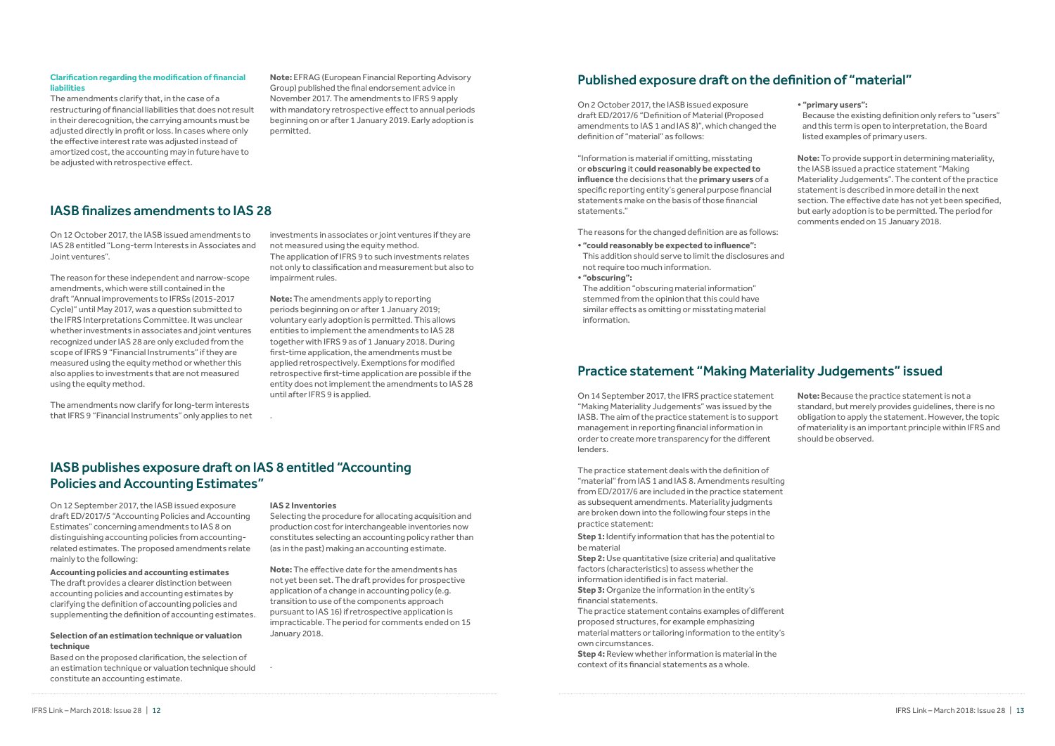**Clarification regarding the modification of financial liabilities**

The amendments clarify that, in the case of a restructuring of financial liabilities that does not result in their derecognition, the carrying amounts must be adjusted directly in profit or loss. In cases where only the effective interest rate was adjusted instead of amortized cost, the accounting may in future have to be adjusted with retrospective effect.

**Note:** EFRAG (European Financial Reporting Advisory Group) published the final endorsement advice in November 2017. The amendments to IFRS 9 apply with mandatory retrospective effect to annual periods beginning on or after 1 January 2019. Early adoption is permitted.

## IASB finalizes amendments to IAS 28

On 12 October 2017, the IASB issued amendments to IAS 28 entitled "Long-term Interests in Associates and Joint ventures".

The reason for these independent and narrow-scope amendments, which were still contained in the draft "Annual improvements to IFRSs (2015-2017 Cycle)" until May 2017, was a question submitted to the IFRS Interpretations Committee. It was unclear whether investments in associates and joint ventures recognized under IAS 28 are only excluded from the scope of IFRS 9 "Financial Instruments" if they are measured using the equity method or whether this also applies to investments that are not measured using the equity method.

The amendments now clarify for long-term interests that IFRS 9 "Financial Instruments" only applies to net investments in associates or joint ventures if they are not measured using the equity method. The application of IFRS 9 to such investments relates not only to classification and measurement but also to impairment rules.

**Note:** The amendments apply to reporting periods beginning on or after 1 January 2019; voluntary early adoption is permitted. This allows entities to implement the amendments to IAS 28 together with IFRS 9 as of 1 January 2018. During first-time application, the amendments must be applied retrospectively. Exemptions for modified retrospective first-time application are possible if the entity does not implement the amendments to IAS 28 until after IFRS 9 is applied.

## IASB publishes exposure draft on IAS 8 entitled "Accounting Policies and Accounting Estimates"

On 12 September 2017, the IASB issued exposure draft ED/2017/5 "Accounting Policies and Accounting Estimates" concerning amendments to IAS 8 on distinguishing accounting policies from accounting-related estimates. The proposed amendments relate mainly to the following:

**Accounting policies and accounting estimates**
The draft provides a clearer distinction between accounting policies and accounting estimates by clarifying the definition of accounting policies and supplementing the definition of accounting estimates.

**Selection of an estimation technique or valuation technique**
Based on the proposed clarification, the selection of an estimation technique or valuation technique should constitute an accounting estimate.

**IAS 2 Inventories**
Selecting the procedure for allocating acquisition and production cost for interchangeable inventories now constitutes selecting an accounting policy rather than (as in the past) making an accounting estimate.

**Note:** The effective date for the amendments has not yet been set. The draft provides for prospective application of a change in accounting policy (e.g. transition to use of the components approach pursuant to IAS 16) if retrospective application is impracticable. The period for comments ended on 15 January 2018.

## Published exposure draft on the definition of "material"

On 2 October 2017, the IASB issued exposure draft ED/2017/6 "Definition of Material (Proposed amendments to IAS 1 and IAS 8)", which changed the definition of "material" as follows:

"Information is material if omitting, misstating or **obscuring** it **could reasonably be expected to influence** the decisions that the **primary users** of a specific reporting entity's general purpose financial statements make on the basis of those financial statements."

The reasons for the changed definition are as follows:

- **"could reasonably be expected to influence":** This addition should serve to limit the disclosures and not require too much information.
- **"obscuring":** The addition "obscuring material information" stemmed from the opinion that this could have similar effects as omitting or misstating material information.
- **"primary users":** Because the existing definition only refers to "users" and this term is open to interpretation, the Board listed examples of primary users.

**Note:** To provide support in determining materiality, the IASB issued a practice statement "Making Materiality Judgements". The content of the practice statement is described in more detail in the next section. The effective date has not yet been specified, but early adoption is to be permitted. The period for comments ended on 15 January 2018.

## Practice statement "Making Materiality Judgements" issued

On 14 September 2017, the IFRS practice statement "Making Materiality Judgements" was issued by the IASB. The aim of the practice statement is to support management in reporting financial information in order to create more transparency for the different lenders.

The practice statement deals with the definition of "material" from IAS 1 and IAS 8. Amendments resulting from ED/2017/6 are included in the practice statement as subsequent amendments. Materiality judgments are broken down into the following four steps in the practice statement:

**Step 1:** Identify information that has the potential to be material

**Step 2:** Use quantitative (size criteria) and qualitative factors (characteristics) to assess whether the information identified is in fact material.

**Step 3:** Organize the information in the entity's financial statements.
The practice statement contains examples of different proposed structures, for example emphasizing material matters or tailoring information to the entity's own circumstances.

**Step 4:** Review whether information is material in the context of its financial statements as a whole.

**Note:** Because the practice statement is not a standard, but merely provides guidelines, there is no obligation to apply the statement. However, the topic of materiality is an important principle within IFRS and should be observed.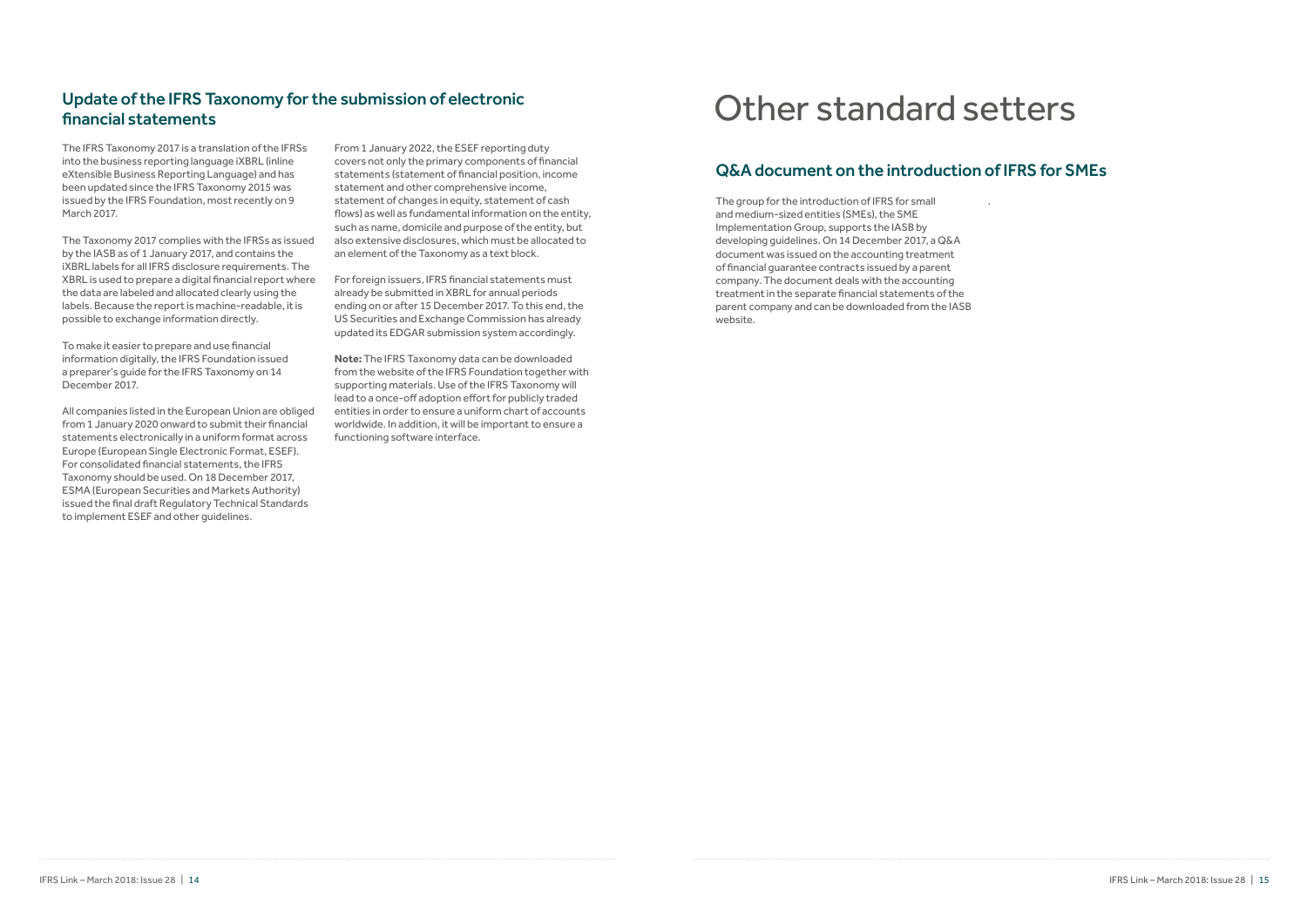## Update of the IFRS Taxonomy for the submission of electronic financial statements

The IFRS Taxonomy 2017 is a translation of the IFRSs into the business reporting language iXBRL (inline eXtensible Business Reporting Language) and has been updated since the IFRS Taxonomy 2015 was issued by the IFRS Foundation, most recently on 9 March 2017.

The Taxonomy 2017 complies with the IFRSs as issued by the IASB as of 1 January 2017, and contains the iXBRL labels for all IFRS disclosure requirements. The XBRL is used to prepare a digital financial report where the data are labeled and allocated clearly using the labels. Because the report is machine-readable, it is possible to exchange information directly.

To make it easier to prepare and use financial information digitally, the IFRS Foundation issued a preparer's guide for the IFRS Taxonomy on 14 December 2017.

All companies listed in the European Union are obliged from 1 January 2020 onward to submit their financial statements electronically in a uniform format across Europe (European Single Electronic Format, ESEF). For consolidated financial statements, the IFRS Taxonomy should be used. On 18 December 2017, ESMA (European Securities and Markets Authority) issued the final draft Regulatory Technical Standards to implement ESEF and other guidelines.

From 1 January 2022, the ESEF reporting duty covers not only the primary components of financial statements (statement of financial position, income statement and other comprehensive income, statement of changes in equity, statement of cash flows) as well as fundamental information on the entity, such as name, domicile and purpose of the entity, but also extensive disclosures, which must be allocated to an element of the Taxonomy as a text block.

For foreign issuers, IFRS financial statements must already be submitted in XBRL for annual periods ending on or after 15 December 2017. To this end, the US Securities and Exchange Commission has already updated its EDGAR submission system accordingly.

**Note:** The IFRS Taxonomy data can be downloaded from the website of the IFRS Foundation together with supporting materials. Use of the IFRS Taxonomy will lead to a once-off adoption effort for publicly traded entities in order to ensure a uniform chart of accounts worldwide. In addition, it will be important to ensure a functioning software interface.

# Other standard setters

## Q&A document on the introduction of IFRS for SMEs

The group for the introduction of IFRS for small and medium-sized entities (SMEs), the SME Implementation Group, supports the IASB by developing guidelines. On 14 December 2017, a Q&A document was issued on the accounting treatment of financial guarantee contracts issued by a parent company. The document deals with the accounting treatment in the separate financial statements of the parent company and can be downloaded from the IASB website.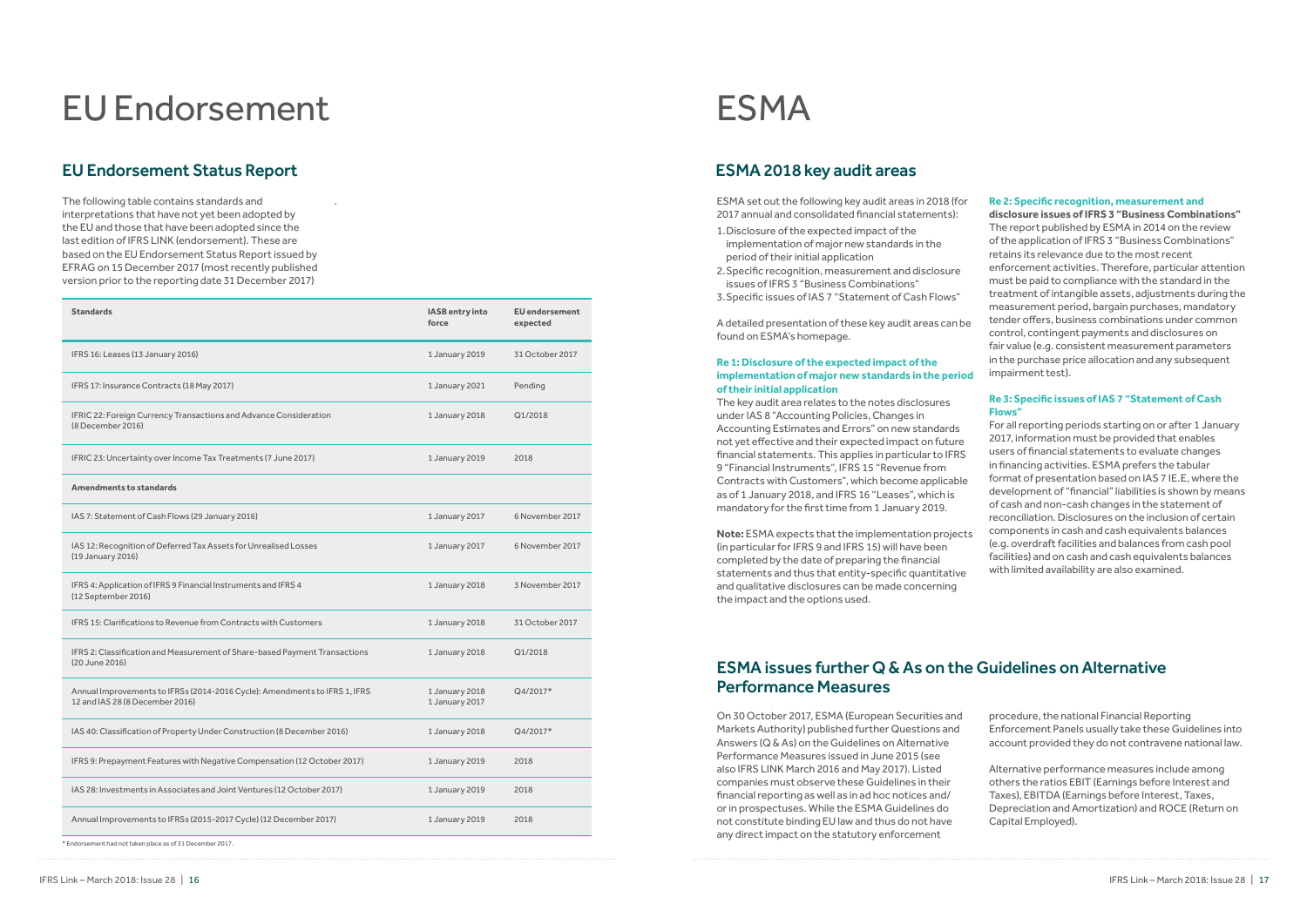# EU Endorsement

## EU Endorsement Status Report

The following table contains standards and interpretations that have not yet been adopted by the EU and those that have been adopted since the last edition of IFRS LINK (endorsement). These are based on the EU Endorsement Status Report issued by EFRAG on 15 December 2017 (most recently published version prior to the reporting date 31 December 2017)

| Standards | IASB entry into force | EU endorsement expected |
|---|---|---|
| IFRS 16: Leases (13 January 2016) | 1 January 2019 | 31 October 2017 |
| IFRS 17: Insurance Contracts (18 May 2017) | 1 January 2021 | Pending |
| IFRIC 22: Foreign Currency Transactions and Advance Consideration (8 December 2016) | 1 January 2018 | Q1/2018 |
| IFRIC 23: Uncertainty over Income Tax Treatments (7 June 2017) | 1 January 2019 | 2018 |
| **Amendments to standards** | | |
| IAS 7: Statement of Cash Flows (29 January 2016) | 1 January 2017 | 6 November 2017 |
| IAS 12: Recognition of Deferred Tax Assets for Unrealised Losses (19 January 2016) | 1 January 2017 | 6 November 2017 |
| IFRS 4: Application of IFRS 9 Financial Instruments and IFRS 4 (12 September 2016) | 1 January 2018 | 3 November 2017 |
| IFRS 15: Clarifications to Revenue from Contracts with Customers | 1 January 2018 | 31 October 2017 |
| IFRS 2: Classification and Measurement of Share-based Payment Transactions (20 June 2016) | 1 January 2018 | Q1/2018 |
| Annual Improvements to IFRSs (2014-2016 Cycle): Amendments to IFRS 1, IFRS 12 and IAS 28 (8 December 2016) | 1 January 2018 1 January 2017 | Q4/2017* |
| IAS 40: Classification of Property Under Construction (8 December 2016) | 1 January 2018 | Q4/2017* |
| IFRS 9: Prepayment Features with Negative Compensation (12 October 2017) | 1 January 2019 | 2018 |
| IAS 28: Investments in Associates and Joint Ventures (12 October 2017) | 1 January 2019 | 2018 |
| Annual Improvements to IFRSs (2015-2017 Cycle) (12 December 2017) | 1 January 2019 | 2018 |

* Endorsement had not taken place as of 31 December 2017.

# ESMA

## ESMA 2018 key audit areas

ESMA set out the following key audit areas in 2018 (for 2017 annual and consolidated financial statements):

1. Disclosure of the expected impact of the implementation of major new standards in the period of their initial application
2. Specific recognition, measurement and disclosure issues of IFRS 3 "Business Combinations"
3. Specific issues of IAS 7 "Statement of Cash Flows"

A detailed presentation of these key audit areas can be found on ESMA's homepage.

**Re 1: Disclosure of the expected impact of the implementation of major new standards in the period of their initial application**

The key audit area relates to the notes disclosures under IAS 8 "Accounting Policies, Changes in Accounting Estimates and Errors" on new standards not yet effective and their expected impact on future financial statements. This applies in particular to IFRS 9 "Financial Instruments", IFRS 15 "Revenue from Contracts with Customers", which become applicable as of 1 January 2018, and IFRS 16 "Leases", which is mandatory for the first time from 1 January 2019.

**Note:** ESMA expects that the implementation projects (in particular for IFRS 9 and IFRS 15) will have been completed by the date of preparing the financial statements and thus that entity-specific quantitative and qualitative disclosures can be made concerning the impact and the options used.

**Re 2: Specific recognition, measurement and disclosure issues of IFRS 3 "Business Combinations"**

The report published by ESMA in 2014 on the review of the application of IFRS 3 "Business Combinations" retains its relevance due to the most recent enforcement activities. Therefore, particular attention must be paid to compliance with the standard in the treatment of intangible assets, adjustments during the measurement period, bargain purchases, mandatory tender offers, business combinations under common control, contingent payments and disclosures on fair value (e.g. consistent measurement parameters in the purchase price allocation and any subsequent impairment test).

**Re 3: Specific issues of IAS 7 "Statement of Cash Flows"**

For all reporting periods starting on or after 1 January 2017, information must be provided that enables users of financial statements to evaluate changes in financing activities. ESMA prefers the tabular format of presentation based on IAS 7 IE.E, where the development of "financial" liabilities is shown by means of cash and non-cash changes in the statement of reconciliation. Disclosures on the inclusion of certain components in cash and cash equivalents balances (e.g. overdraft facilities and balances from cash pool facilities) and on cash and cash equivalents balances with limited availability are also examined.

## ESMA issues further Q & As on the Guidelines on Alternative Performance Measures

On 30 October 2017, ESMA (European Securities and Markets Authority) published further Questions and Answers (Q & As) on the Guidelines on Alternative Performance Measures issued in June 2015 (see also IFRS LINK March 2016 and May 2017). Listed companies must observe these Guidelines in their financial reporting as well as in ad hoc notices and/or in prospectuses. While the ESMA Guidelines do not constitute binding EU law and thus do not have any direct impact on the statutory enforcement procedure, the national Financial Reporting Enforcement Panels usually take these Guidelines into account provided they do not contravene national law.

Alternative performance measures include among others the ratios EBIT (Earnings before Interest and Taxes), EBITDA (Earnings before Interest, Taxes, Depreciation and Amortization) and ROCE (Return on Capital Employed).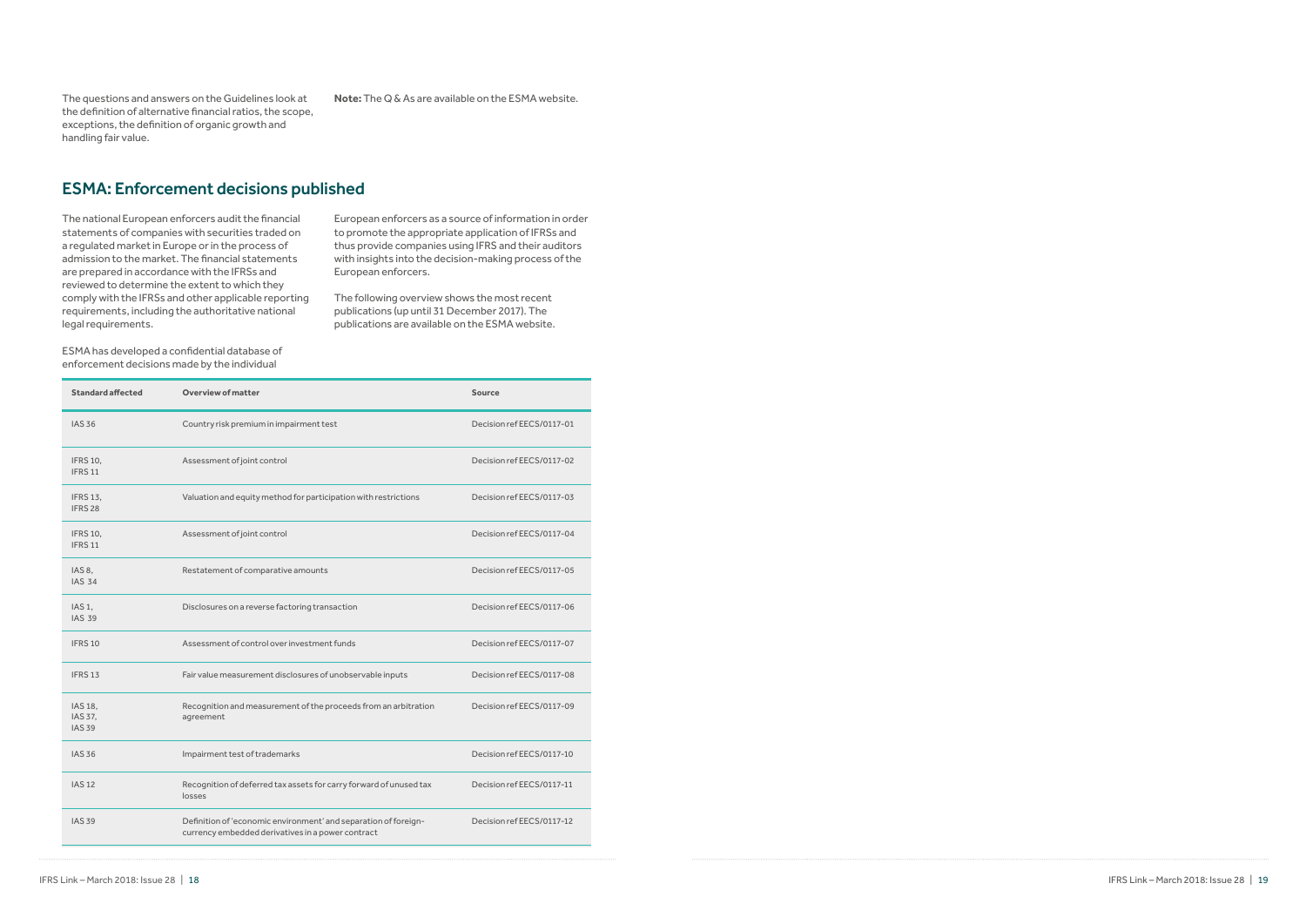The questions and answers on the Guidelines look at the definition of alternative financial ratios, the scope, exceptions, the definition of organic growth and handling fair value.

**Note:** The Q & As are available on the ESMA website.

## ESMA: Enforcement decisions published

The national European enforcers audit the financial statements of companies with securities traded on a regulated market in Europe or in the process of admission to the market. The financial statements are prepared in accordance with the IFRSs and reviewed to determine the extent to which they comply with the IFRSs and other applicable reporting requirements, including the authoritative national legal requirements.

ESMA has developed a confidential database of enforcement decisions made by the individual European enforcers as a source of information in order to promote the appropriate application of IFRSs and thus provide companies using IFRS and their auditors with insights into the decision-making process of the European enforcers.

The following overview shows the most recent publications (up until 31 December 2017). The publications are available on the ESMA website.

| Standard affected | Overview of matter | Source |
|---|---|---|
| IAS 36 | Country risk premium in impairment test | Decision ref EECS/0117-01 |
| IFRS 10, IFRS 11 | Assessment of joint control | Decision ref EECS/0117-02 |
| IFRS 13, IFRS 28 | Valuation and equity method for participation with restrictions | Decision ref EECS/0117-03 |
| IFRS 10, IFRS 11 | Assessment of joint control | Decision ref EECS/0117-04 |
| IAS 8, IAS 34 | Restatement of comparative amounts | Decision ref EECS/0117-05 |
| IAS 1, IAS 39 | Disclosures on a reverse factoring transaction | Decision ref EECS/0117-06 |
| IFRS 10 | Assessment of control over investment funds | Decision ref EECS/0117-07 |
| IFRS 13 | Fair value measurement disclosures of unobservable inputs | Decision ref EECS/0117-08 |
| IAS 18, IAS 37, IAS 39 | Recognition and measurement of the proceeds from an arbitration agreement | Decision ref EECS/0117-09 |
| IAS 36 | Impairment test of trademarks | Decision ref EECS/0117-10 |
| IAS 12 | Recognition of deferred tax assets for carry forward of unused tax losses | Decision ref EECS/0117-11 |
| IAS 39 | Definition of 'economic environment' and separation of foreign-currency embedded derivatives in a power contract | Decision ref EECS/0117-12 |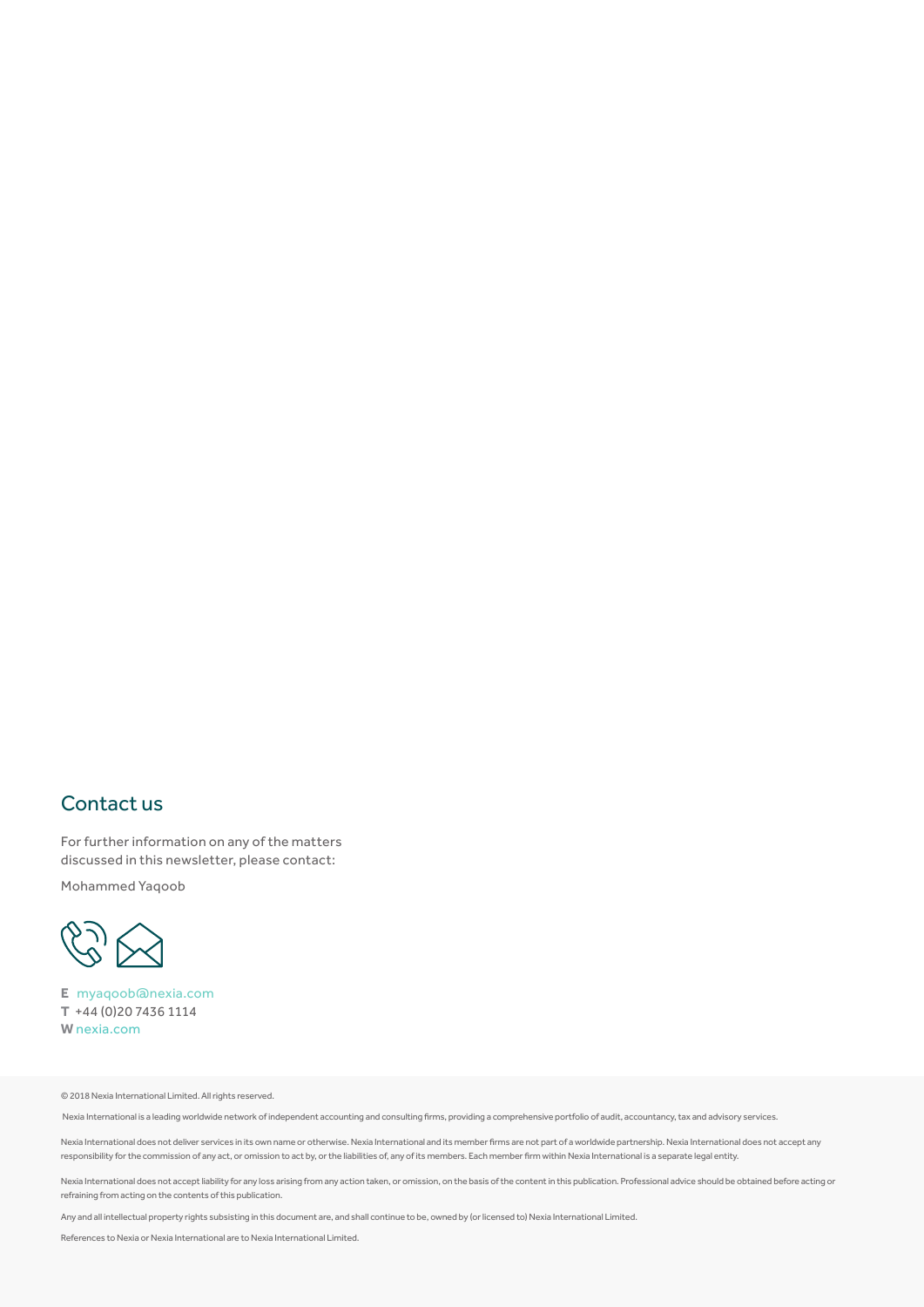## Contact us

For further information on any of the matters discussed in this newsletter, please contact:

Mohammed Yaqoob

**E** myaqoob@nexia.com
**T** +44 (0)20 7436 1114
**W** nexia.com

© 2018 Nexia International Limited. All rights reserved.

Nexia International is a leading worldwide network of independent accounting and consulting firms, providing a comprehensive portfolio of audit, accountancy, tax and advisory services.

Nexia International does not deliver services in its own name or otherwise. Nexia International and its member firms are not part of a worldwide partnership. Nexia International does not accept any responsibility for the commission of any act, or omission to act by, or the liabilities of, any of its members. Each member firm within Nexia International is a separate legal entity.

Nexia International does not accept liability for any loss arising from any action taken, or omission, on the basis of the content in this publication. Professional advice should be obtained before acting or refraining from acting on the contents of this publication.

Any and all intellectual property rights subsisting in this document are, and shall continue to be, owned by (or licensed to) Nexia International Limited.

References to Nexia or Nexia International are to Nexia International Limited.